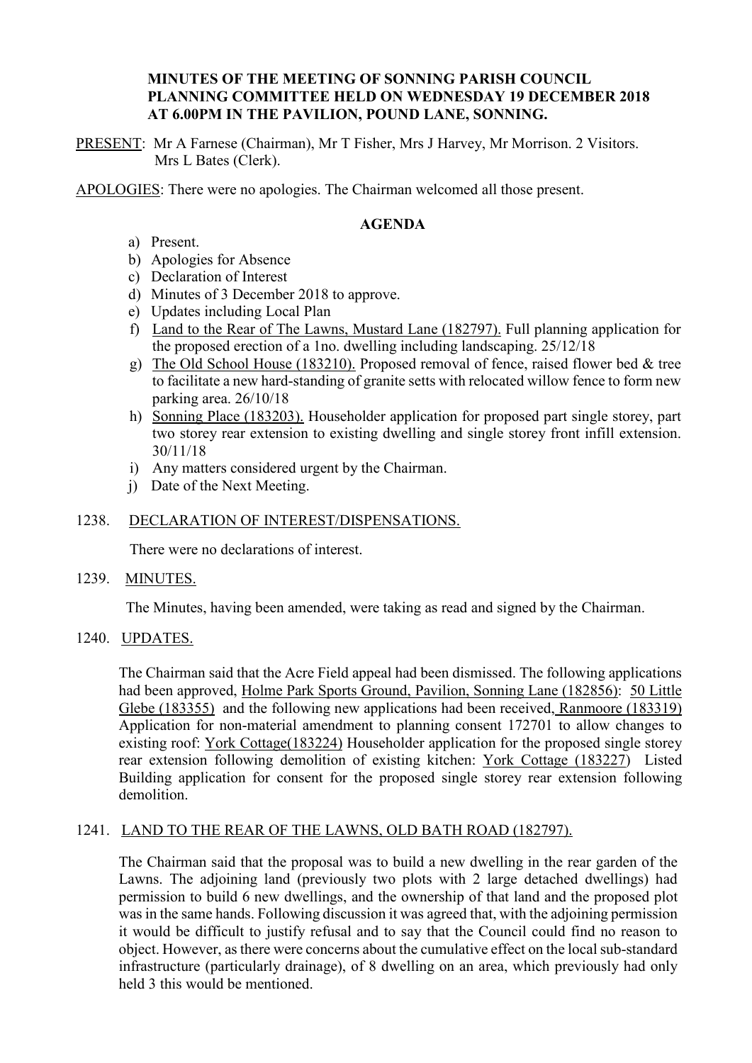**MINUTES OF THE MEETING OF SONNING PARISH COUNCIL PLANNING COMMITTEE HELD ON WEDNESDAY 19 DECEMBER 2018 AT 6.00PM IN THE PAVILION, POUND LANE, SONNING.**

PRESENT: Mr A Farnese (Chairman), Mr T Fisher, Mrs J Harvey, Mr Morrison. 2 Visitors. Mrs L Bates (Clerk).

APOLOGIES: There were no apologies. The Chairman welcomed all those present.

**AGENDA**

a) Present.
b) Apologies for Absence
c) Declaration of Interest
d) Minutes of 3 December 2018 to approve.
e) Updates including Local Plan
f) Land to the Rear of The Lawns, Mustard Lane (182797). Full planning application for the proposed erection of a 1no. dwelling including landscaping. 25/12/18
g) The Old School House (183210). Proposed removal of fence, raised flower bed & tree to facilitate a new hard-standing of granite setts with relocated willow fence to form new parking area. 26/10/18
h) Sonning Place (183203). Householder application for proposed part single storey, part two storey rear extension to existing dwelling and single storey front infill extension. 30/11/18
i) Any matters considered urgent by the Chairman.
j) Date of the Next Meeting.

1238. DECLARATION OF INTEREST/DISPENSATIONS.

There were no declarations of interest.

1239. MINUTES.

The Minutes, having been amended, were taking as read and signed by the Chairman.

1240. UPDATES.

The Chairman said that the Acre Field appeal had been dismissed. The following applications had been approved, Holme Park Sports Ground, Pavilion, Sonning Lane (182856): 50 Little Glebe (183355) and the following new applications had been received, Ranmoore (183319) Application for non-material amendment to planning consent 172701 to allow changes to existing roof: York Cottage(183224) Householder application for the proposed single storey rear extension following demolition of existing kitchen: York Cottage (183227) Listed Building application for consent for the proposed single storey rear extension following demolition.

1241. LAND TO THE REAR OF THE LAWNS, OLD BATH ROAD (182797).

The Chairman said that the proposal was to build a new dwelling in the rear garden of the Lawns. The adjoining land (previously two plots with 2 large detached dwellings) had permission to build 6 new dwellings, and the ownership of that land and the proposed plot was in the same hands. Following discussion it was agreed that, with the adjoining permission it would be difficult to justify refusal and to say that the Council could find no reason to object. However, as there were concerns about the cumulative effect on the local sub-standard infrastructure (particularly drainage), of 8 dwelling on an area, which previously had only held 3 this would be mentioned.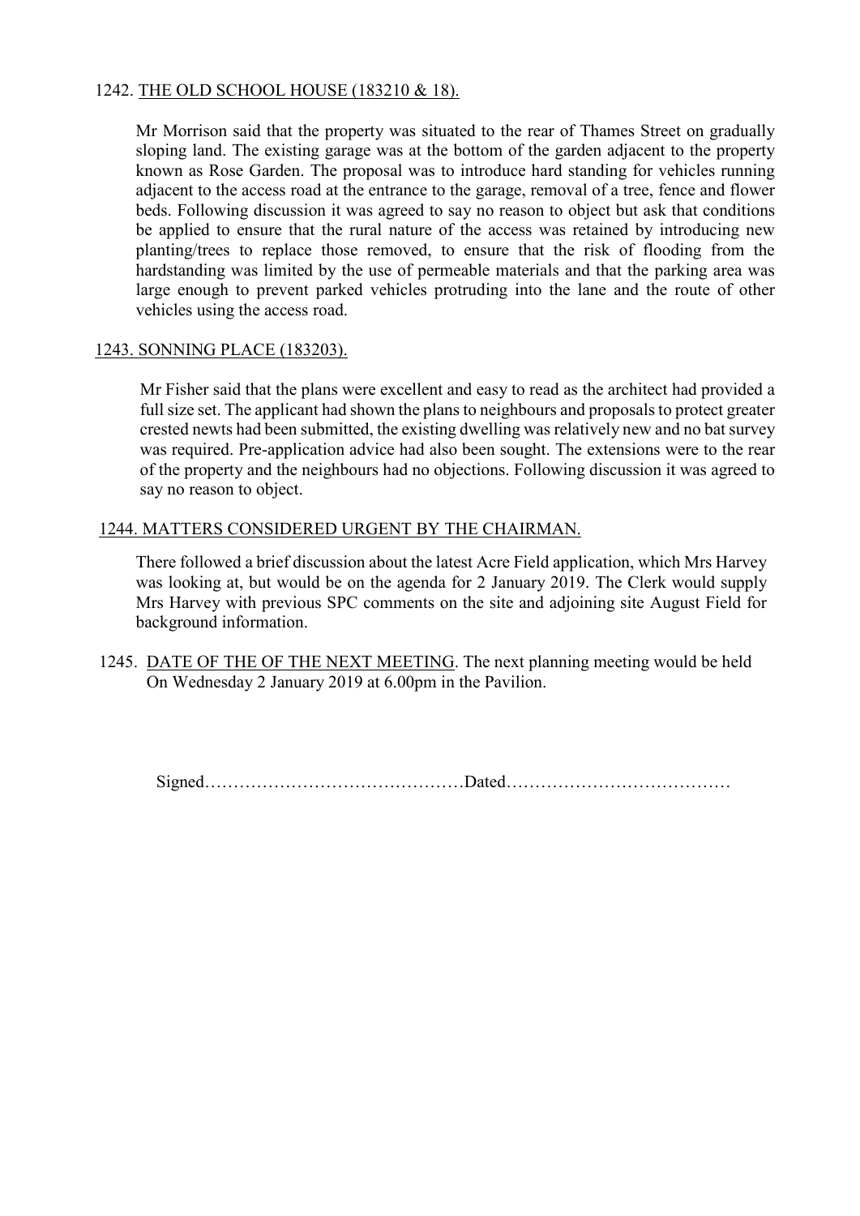1242. THE OLD SCHOOL HOUSE (183210 & 18).

Mr Morrison said that the property was situated to the rear of Thames Street on gradually sloping land. The existing garage was at the bottom of the garden adjacent to the property known as Rose Garden. The proposal was to introduce hard standing for vehicles running adjacent to the access road at the entrance to the garage, removal of a tree, fence and flower beds. Following discussion it was agreed to say no reason to object but ask that conditions be applied to ensure that the rural nature of the access was retained by introducing new planting/trees to replace those removed, to ensure that the risk of flooding from the hardstanding was limited by the use of permeable materials and that the parking area was large enough to prevent parked vehicles protruding into the lane and the route of other vehicles using the access road.

1243. SONNING PLACE (183203).

Mr Fisher said that the plans were excellent and easy to read as the architect had provided a full size set. The applicant had shown the plans to neighbours and proposals to protect greater crested newts had been submitted, the existing dwelling was relatively new and no bat survey was required. Pre-application advice had also been sought. The extensions were to the rear of the property and the neighbours had no objections. Following discussion it was agreed to say no reason to object.

1244. MATTERS CONSIDERED URGENT BY THE CHAIRMAN.

There followed a brief discussion about the latest Acre Field application, which Mrs Harvey was looking at, but would be on the agenda for 2 January 2019. The Clerk would supply Mrs Harvey with previous SPC comments on the site and adjoining site August Field for background information.

1245. DATE OF THE OF THE NEXT MEETING. The next planning meeting would be held On Wednesday 2 January 2019 at 6.00pm in the Pavilion.

Signed………………………………………Dated…………………………………